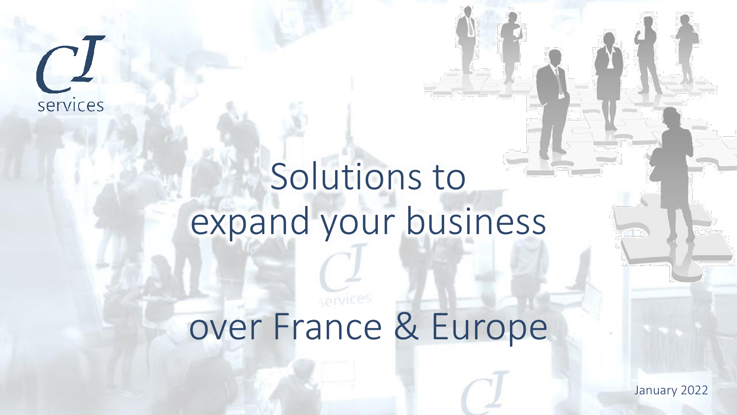CJ services

# Solutions to expand your business over France & Europe

January 2022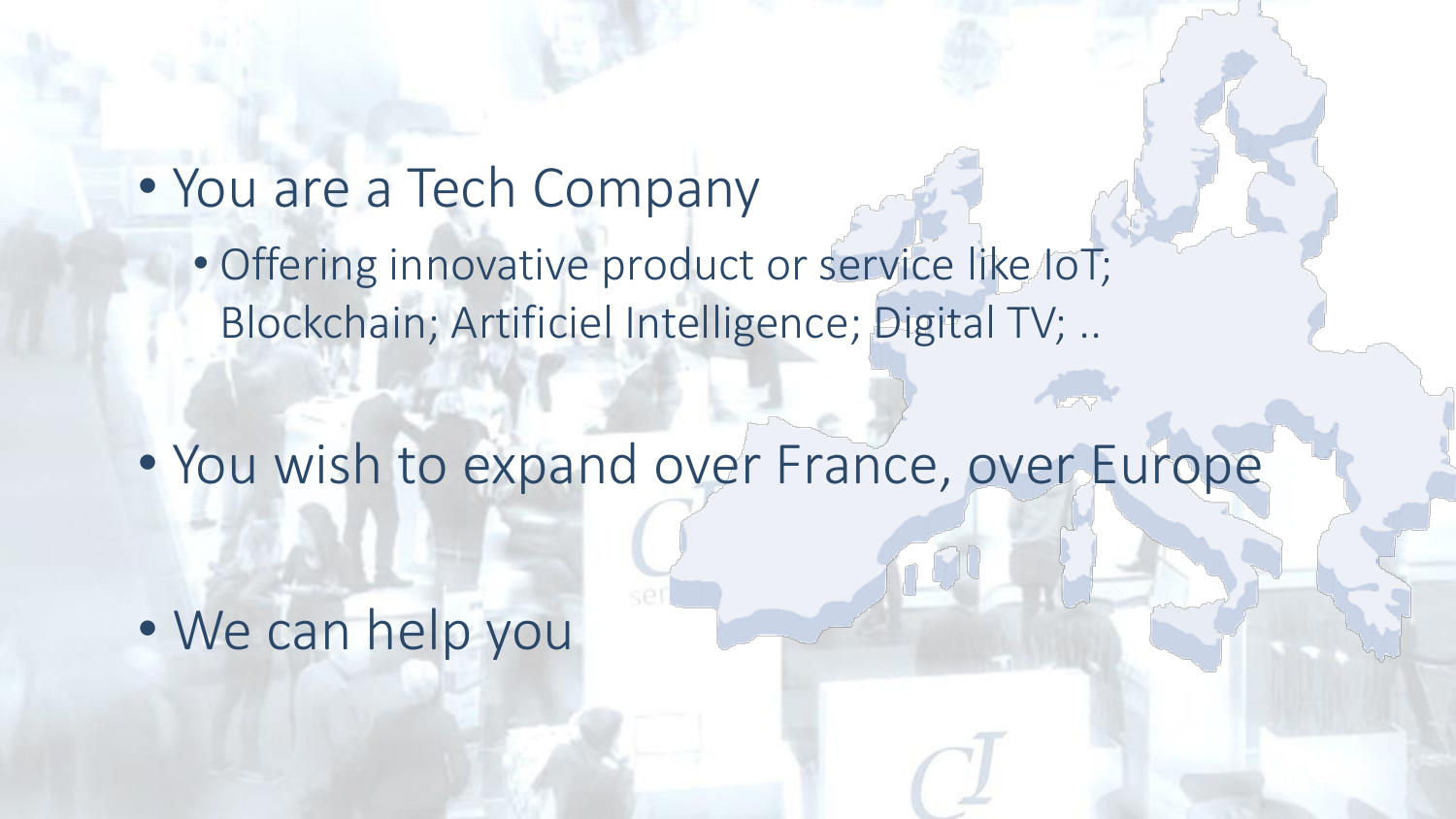- You are a Tech Company
  - Offering innovative product or service like IoT; Blockchain; Artificiel Intelligence; Digital TV; ..
- You wish to expand over France, over Europe
- We can help you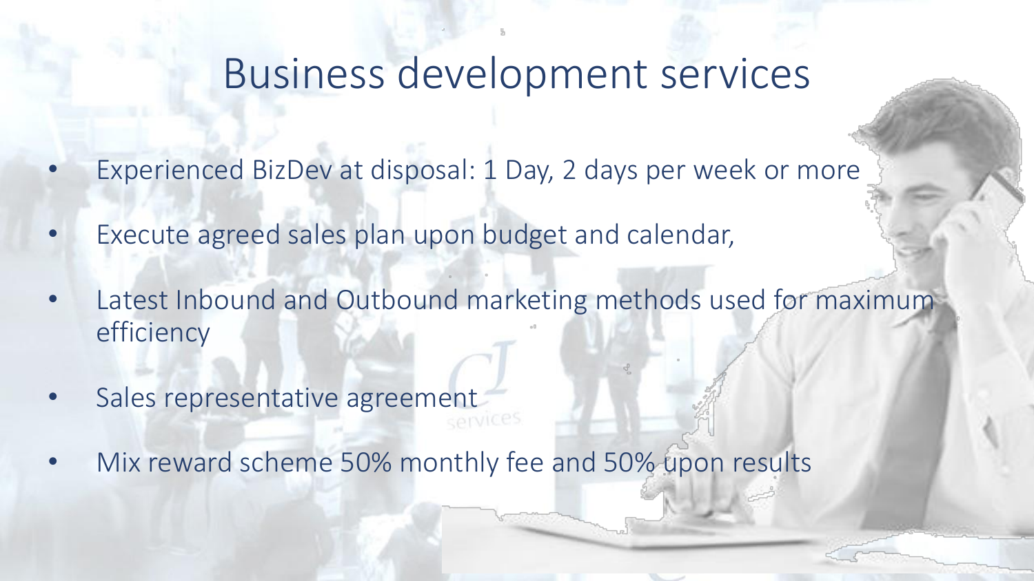# Business development services

- Experienced BizDev at disposal: 1 Day, 2 days per week or more
- Execute agreed sales plan upon budget and calendar,
- Latest Inbound and Outbound marketing methods used for maximum efficiency
- Sales representative agreement
- Mix reward scheme 50% monthly fee and 50% upon results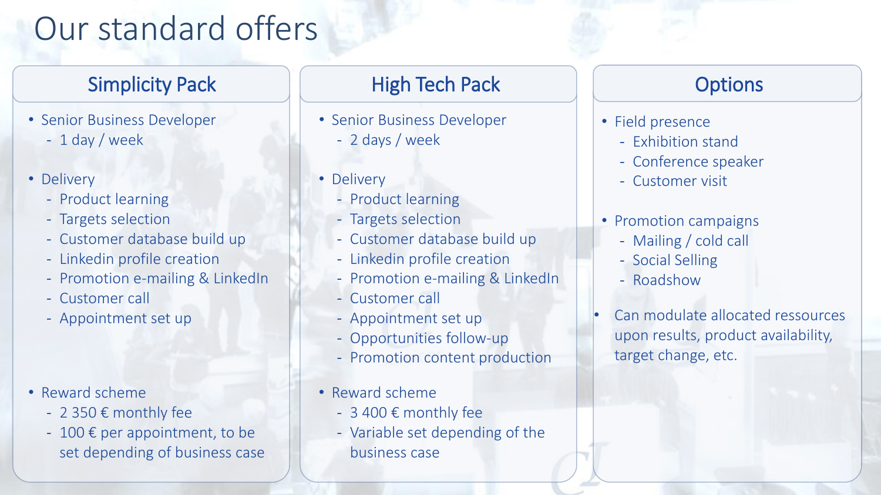# Our standard offers

## Simplicity Pack

- Senior Business Developer
  - 1 day / week
- Delivery
  - Product learning
  - Targets selection
  - Customer database build up
  - Linkedin profile creation
  - Promotion e-mailing & LinkedIn
  - Customer call
  - Appointment set up
- Reward scheme
  - 2 350 € monthly fee
  - 100 € per appointment, to be set depending of business case

## High Tech Pack

- Senior Business Developer
  - 2 days / week
- Delivery
  - Product learning
  - Targets selection
  - Customer database build up
  - Linkedin profile creation
  - Promotion e-mailing & LinkedIn
  - Customer call
  - Appointment set up
  - Opportunities follow-up
  - Promotion content production
- Reward scheme
  - 3 400 € monthly fee
  - Variable set depending of the business case

## Options

- Field presence
  - Exhibition stand
  - Conference speaker
  - Customer visit
- Promotion campaigns
  - Mailing / cold call
  - Social Selling
  - Roadshow
- Can modulate allocated ressources upon results, product availability, target change, etc.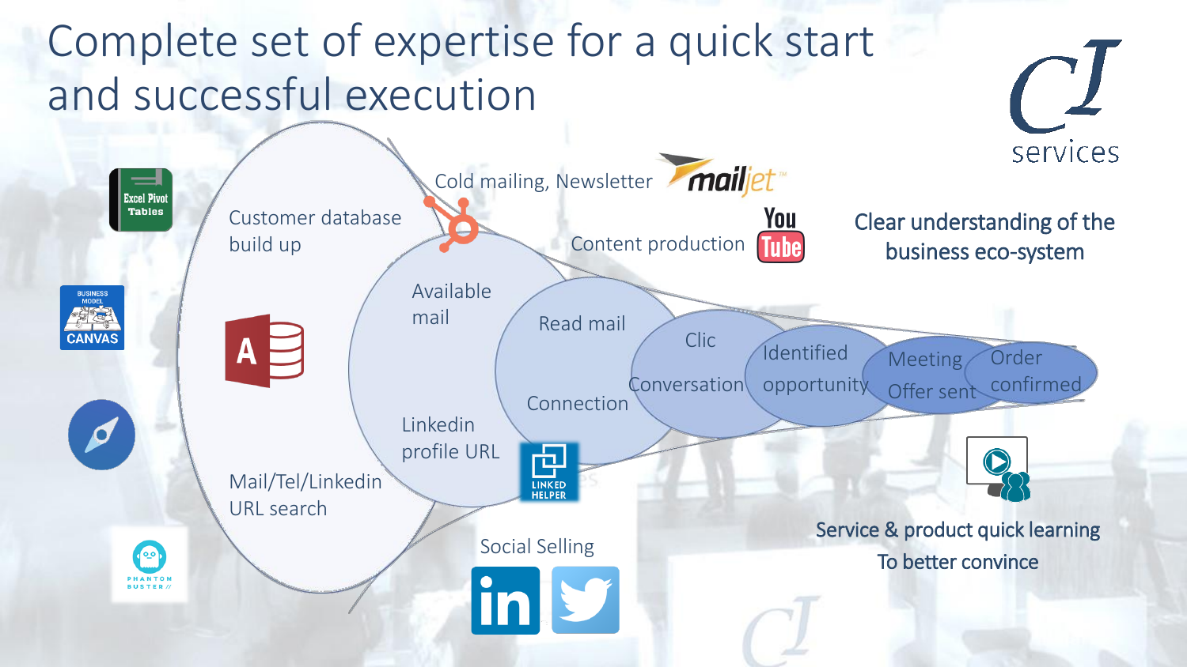# Complete set of expertise for a quick start and successful execution

CJ services

Customer database build up

Mail/Tel/Linkedin URL search

Cold mailing, Newsletter

Content production

Available mail

Linkedin profile URL

Read mail

Connection

Clic

Conversation

Identified opportunity

Meeting

Offer sent

Order confirmed

Social Selling

Clear understanding of the business eco-system

Service & product quick learning
To better convince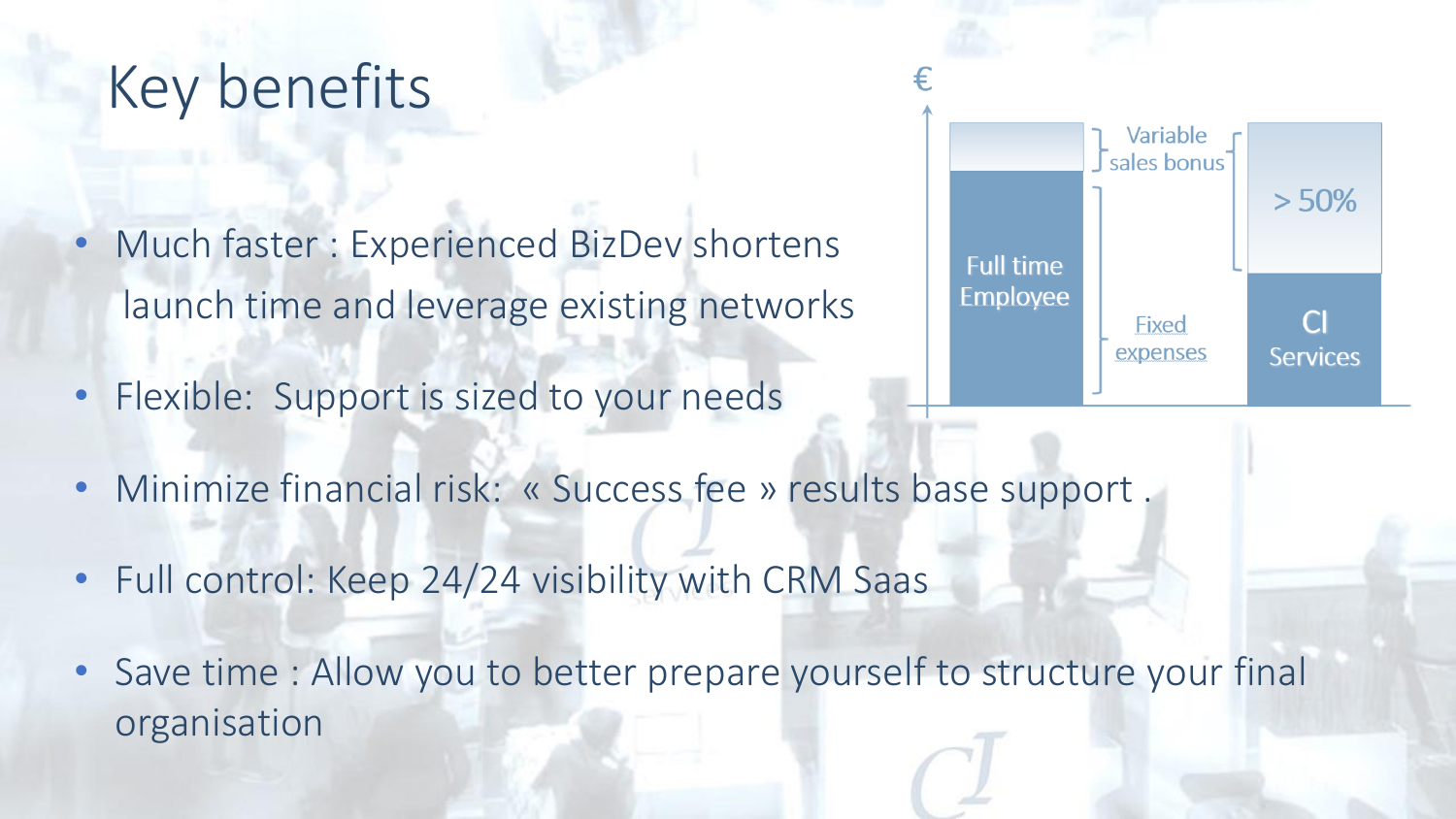# Key benefits

- Much faster : Experienced BizDev shortens launch time and leverage existing networks
- Flexible: Support is sized to your needs
- Minimize financial risk: « Success fee » results base support .
- Full control: Keep 24/24 visibility with CRM Saas
- Save time : Allow you to better prepare yourself to structure your final organisation

€

Full time Employee

Variable sales bonus

Fixed expenses

> 50%

CI Services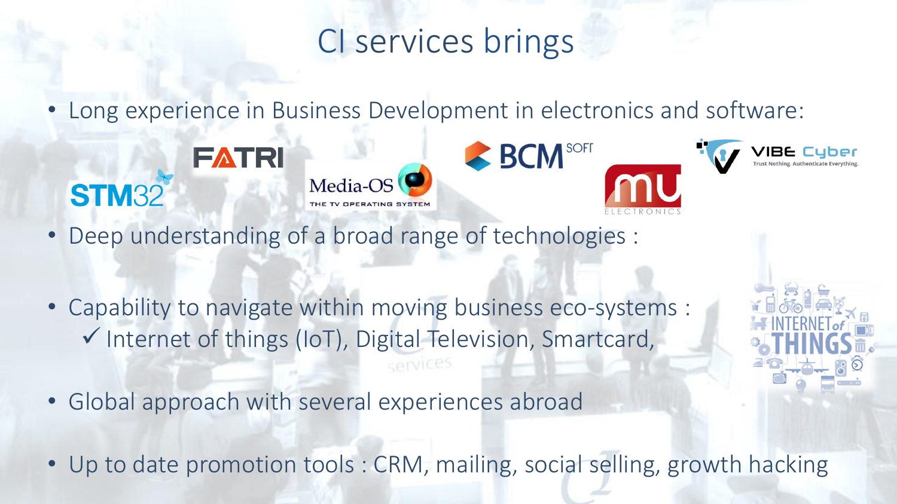# CI services brings

- Long experience in Business Development in electronics and software:
- Deep understanding of a broad range of technologies :
- Capability to navigate within moving business eco-systems :
  - ✓ Internet of things (IoT), Digital Television, Smartcard,
- Global approach with several experiences abroad
- Up to date promotion tools : CRM, mailing, social selling, growth hacking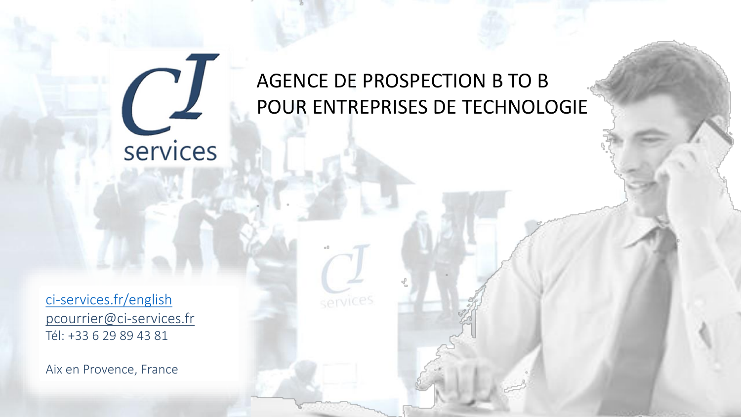CI services

# AGENCE DE PROSPECTION B TO B POUR ENTREPRISES DE TECHNOLOGIE

[ci-services.fr/english](ci-services.fr/english)
[pcourrier@ci-services.fr](mailto:pcourrier@ci-services.fr)
Tél: +33 6 29 89 43 81

Aix en Provence, France